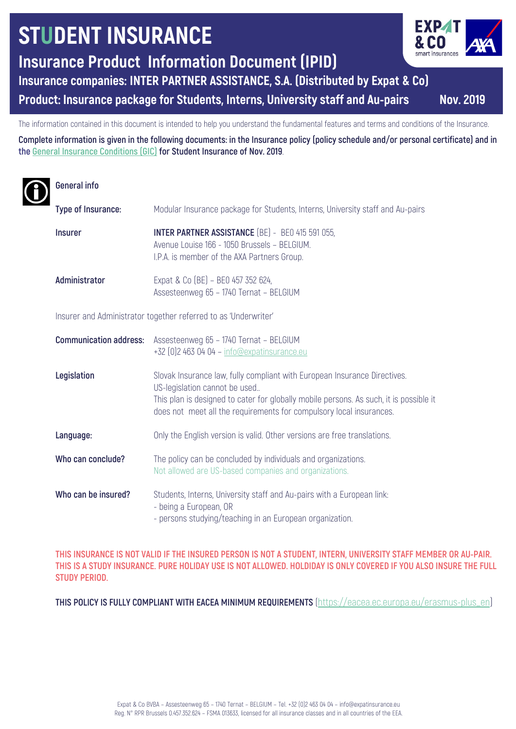# STUDENT INSURANCE

## Insurance Product Information Document (IPID)

### Insurance companies: INTER PARTNER ASSISTANCE, S.A. (Distributed by Expat & Co)

### Product: Insurance package for Students, Interns, University staff and Au-pairs — Nov. 2019

The information contained in this document is intended to help you understand the fundamental features and terms and conditions of the Insurance.

**Complete information is given in the following documents: in the Insurance policy (policy schedule and/or personal certificate) and in the General Insurance Conditions (GIC) for Student Insurance of Nov. 2019.**

## General info

**Type of Insurance:** Modular Insurance package for Students, Interns, University staff and Au-pairs

**Insurer:** **INTER PARTNER ASSISTANCE** (BE) - BE0 415 591 055, Avenue Louise 166 - 1050 Brussels – BELGIUM. I.P.A. is member of the AXA Partners Group.

**Administrator:** Expat & Co (BE) – BE0 457 352 624, Assesteenweg 65 – 1740 Ternat – BELGIUM

Insurer and Administrator together referred to as 'Underwriter'

**Communication address:** Assesteenweg 65 – 1740 Ternat – BELGIUM
+32 (0)2 463 04 04 – info@expatinsurance.eu

**Legislation:** Slovak Insurance law, fully compliant with European Insurance Directives. US-legislation cannot be used.. This plan is designed to cater for globally mobile persons. As such, it is possible it does not meet all the requirements for compulsory local insurances.

**Language:** Only the English version is valid. Other versions are free translations.

**Who can conclude?** The policy can be concluded by individuals and organizations. Not allowed are US-based companies and organizations.

**Who can be insured?** Students, Interns, University staff and Au-pairs with a European link:
- being a European, OR
- persons studying/teaching in an European organization.

**THIS INSURANCE IS NOT VALID IF THE INSURED PERSON IS NOT A STUDENT, INTERN, UNIVERSITY STAFF MEMBER OR AU-PAIR. THIS IS A STUDY INSURANCE. PURE HOLIDAY USE IS NOT ALLOWED. HOLDIDAY IS ONLY COVERED IF YOU ALSO INSURE THE FULL STUDY PERIOD.**

**THIS POLICY IS FULLY COMPLIANT WITH EACEA MINIMUM REQUIREMENTS** (https://eacea.ec.europa.eu/erasmus-plus_en)

Expat & Co BVBA – Assesteenweg 65 – 1740 Ternat – BELGIUM – Tel. +32 (0)2 463 04 04 – info@expatinsurance.eu
Reg. N° RPR Brussels 0.457.352.624 – FSMA 013633, licensed for all insurance classes and in all countries of the EEA.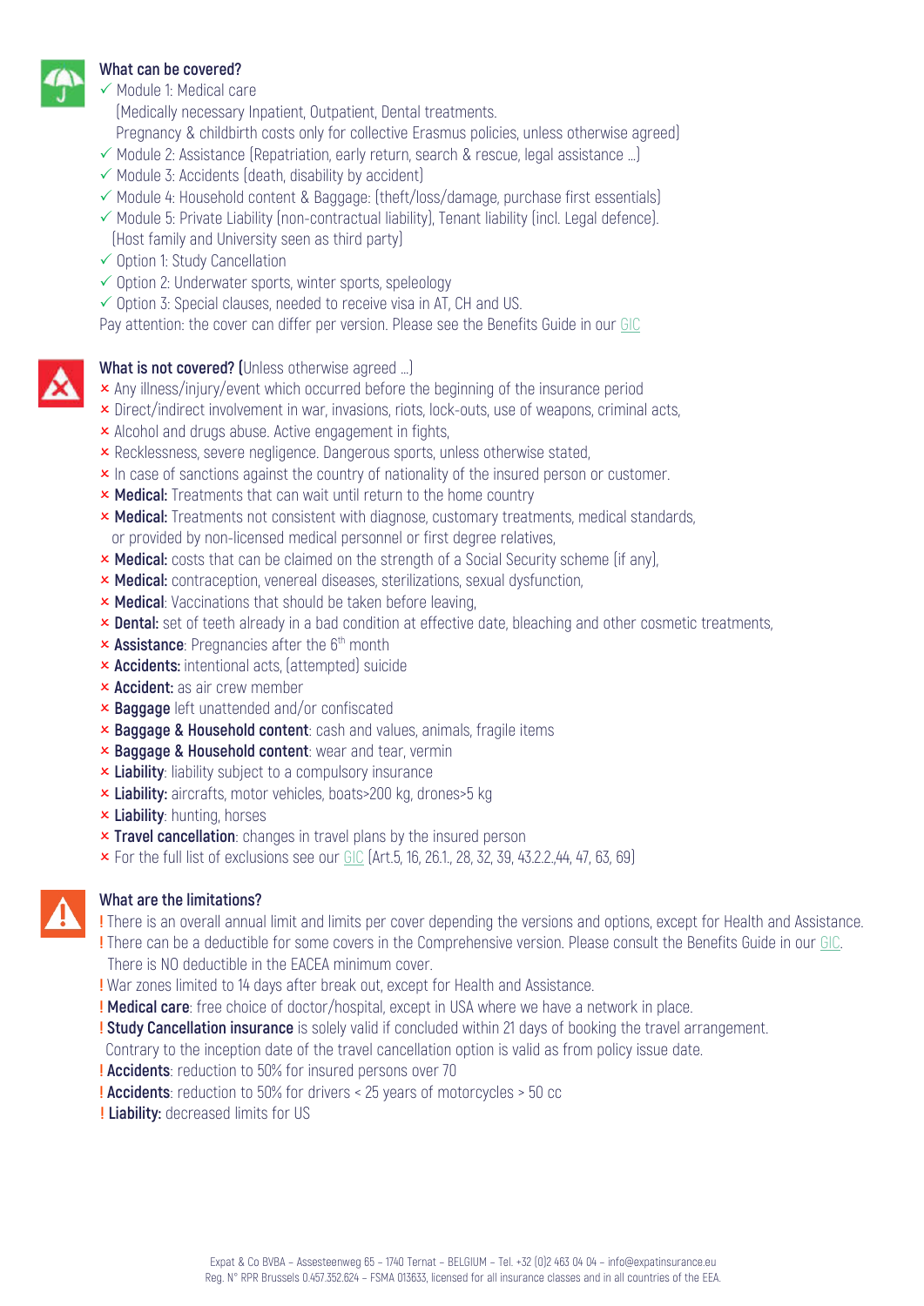### What can be covered?

- ✓ Module 1: Medical care
  (Medically necessary Inpatient, Outpatient, Dental treatments.
  Pregnancy & childbirth costs only for collective Erasmus policies, unless otherwise agreed)
- ✓ Module 2: Assistance (Repatriation, early return, search & rescue, legal assistance ...)
- ✓ Module 3: Accidents (death, disability by accident)
- ✓ Module 4: Household content & Baggage: (theft/loss/damage, purchase first essentials)
- ✓ Module 5: Private Liability (non-contractual liability), Tenant liability (incl. Legal defence).
  (Host family and University seen as third party)
- ✓ Option 1: Study Cancellation
- ✓ Option 2: Underwater sports, winter sports, speleology
- ✓ Option 3: Special clauses, needed to receive visa in AT, CH and US.

Pay attention: the cover can differ per version. Please see the Benefits Guide in our GIC

### What is not covered? (Unless otherwise agreed ...)

- × Any illness/injury/event which occurred before the beginning of the insurance period
- × Direct/indirect involvement in war, invasions, riots, lock-outs, use of weapons, criminal acts,
- × Alcohol and drugs abuse. Active engagement in fights,
- × Recklessness, severe negligence. Dangerous sports, unless otherwise stated,
- × In case of sanctions against the country of nationality of the insured person or customer.
- × **Medical:** Treatments that can wait until return to the home country
- × **Medical:** Treatments not consistent with diagnose, customary treatments, medical standards, or provided by non-licensed medical personnel or first degree relatives,
- × **Medical:** costs that can be claimed on the strength of a Social Security scheme (if any),
- × **Medical:** contraception, venereal diseases, sterilizations, sexual dysfunction,
- × **Medical**: Vaccinations that should be taken before leaving,
- × **Dental:** set of teeth already in a bad condition at effective date, bleaching and other cosmetic treatments,
- × **Assistance**: Pregnancies after the 6th month
- × **Accidents:** intentional acts, (attempted) suicide
- × **Accident:** as air crew member
- × **Baggage** left unattended and/or confiscated
- × **Baggage & Household content**: cash and values, animals, fragile items
- × **Baggage & Household content**: wear and tear, vermin
- × **Liability**: liability subject to a compulsory insurance
- × **Liability:** aircrafts, motor vehicles, boats>200 kg, drones>5 kg
- × **Liability**: hunting, horses
- × **Travel cancellation**: changes in travel plans by the insured person
- × For the full list of exclusions see our GIC (Art.5, 16, 26.1., 28, 32, 39, 43.2.2.,44, 47, 63, 69)

### What are the limitations?

- ! There is an overall annual limit and limits per cover depending the versions and options, except for Health and Assistance.
- ! There can be a deductible for some covers in the Comprehensive version. Please consult the Benefits Guide in our GIC.
  There is NO deductible in the EACEA minimum cover.
- ! War zones limited to 14 days after break out, except for Health and Assistance.
- ! **Medical care**: free choice of doctor/hospital, except in USA where we have a network in place.
- ! **Study Cancellation insurance** is solely valid if concluded within 21 days of booking the travel arrangement.
  Contrary to the inception date of the travel cancellation option is valid as from policy issue date.
- ! **Accidents**: reduction to 50% for insured persons over 70
- ! **Accidents**: reduction to 50% for drivers < 25 years of motorcycles > 50 cc
- ! **Liability:** decreased limits for US

Expat & Co BVBA – Assesteenweg 65 – 1740 Ternat – BELGIUM – Tel. +32 (0)2 463 04 04 – info@expatinsurance.eu
Reg. N° RPR Brussels 0.457.352.624 – FSMA 013633, licensed for all insurance classes and in all countries of the EEA.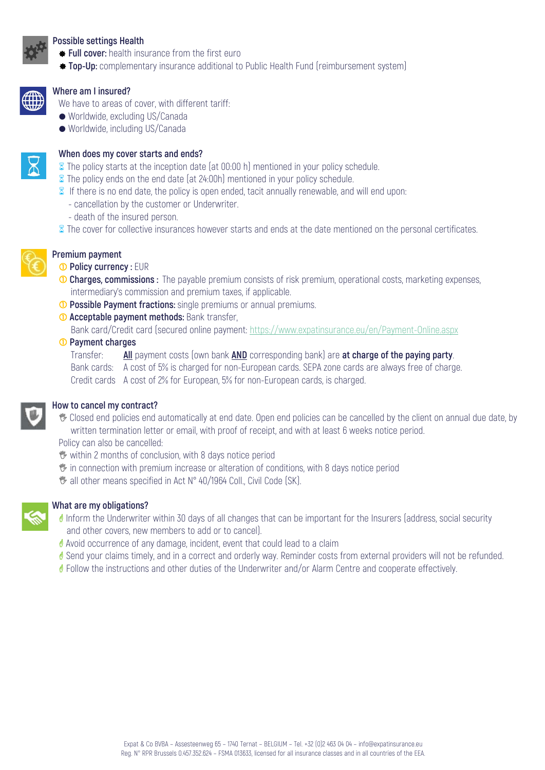## Possible settings Health

- **Full cover:** health insurance from the first euro
- **Top-Up:** complementary insurance additional to Public Health Fund (reimbursement system)

## Where am I insured?

We have to areas of cover, with different tariff:

- Worldwide, excluding US/Canada
- Worldwide, including US/Canada

## When does my cover starts and ends?

- The policy starts at the inception date (at 00:00 h) mentioned in your policy schedule.
- The policy ends on the end date (at 24:00h) mentioned in your policy schedule.
- If there is no end date, the policy is open ended, tacit annually renewable, and will end upon:
  - cancellation by the customer or Underwriter.
  - death of the insured person.
- The cover for collective insurances however starts and ends at the date mentioned on the personal certificates.

## Premium payment

- **Policy currency :** EUR
- **Charges, commissions :** The payable premium consists of risk premium, operational costs, marketing expenses, intermediary's commission and premium taxes, if applicable.
- **Possible Payment fractions:** single premiums or annual premiums.
- **Acceptable payment methods:** Bank transfer,
  Bank card/Credit card (secured online payment: https://www.expatinsurance.eu/en/Payment-Online.aspx
- **Payment charges**

| | |
|---|---|
| Transfer: | **All** payment costs (own bank **AND** corresponding bank) are **at charge of the paying party**. |
| Bank cards: | A cost of 5% is charged for non-European cards. SEPA zone cards are always free of charge. |
| Credit cards | A cost of 2% for European, 5% for non-European cards, is charged. |

## How to cancel my contract?

- Closed end policies end automatically at end date. Open end policies can be cancelled by the client on annual due date, by written termination letter or email, with proof of receipt, and with at least 6 weeks notice period.

Policy can also be cancelled:

- within 2 months of conclusion, with 8 days notice period
- in connection with premium increase or alteration of conditions, with 8 days notice period
- all other means specified in Act N° 40/1964 Coll., Civil Code (SK).

## What are my obligations?

- Inform the Underwriter within 30 days of all changes that can be important for the Insurers (address, social security and other covers, new members to add or to cancel).
- Avoid occurrence of any damage, incident, event that could lead to a claim
- Send your claims timely, and in a correct and orderly way. Reminder costs from external providers will not be refunded.
- Follow the instructions and other duties of the Underwriter and/or Alarm Centre and cooperate effectively.

Expat & Co BVBA – Assesteenweg 65 – 1740 Ternat – BELGIUM – Tel. +32 (0)2 463 04 04 – info@expatinsurance.eu
Reg. N° RPR Brussels 0.457.352.624 – FSMA 013633, licensed for all insurance classes and in all countries of the EEA.